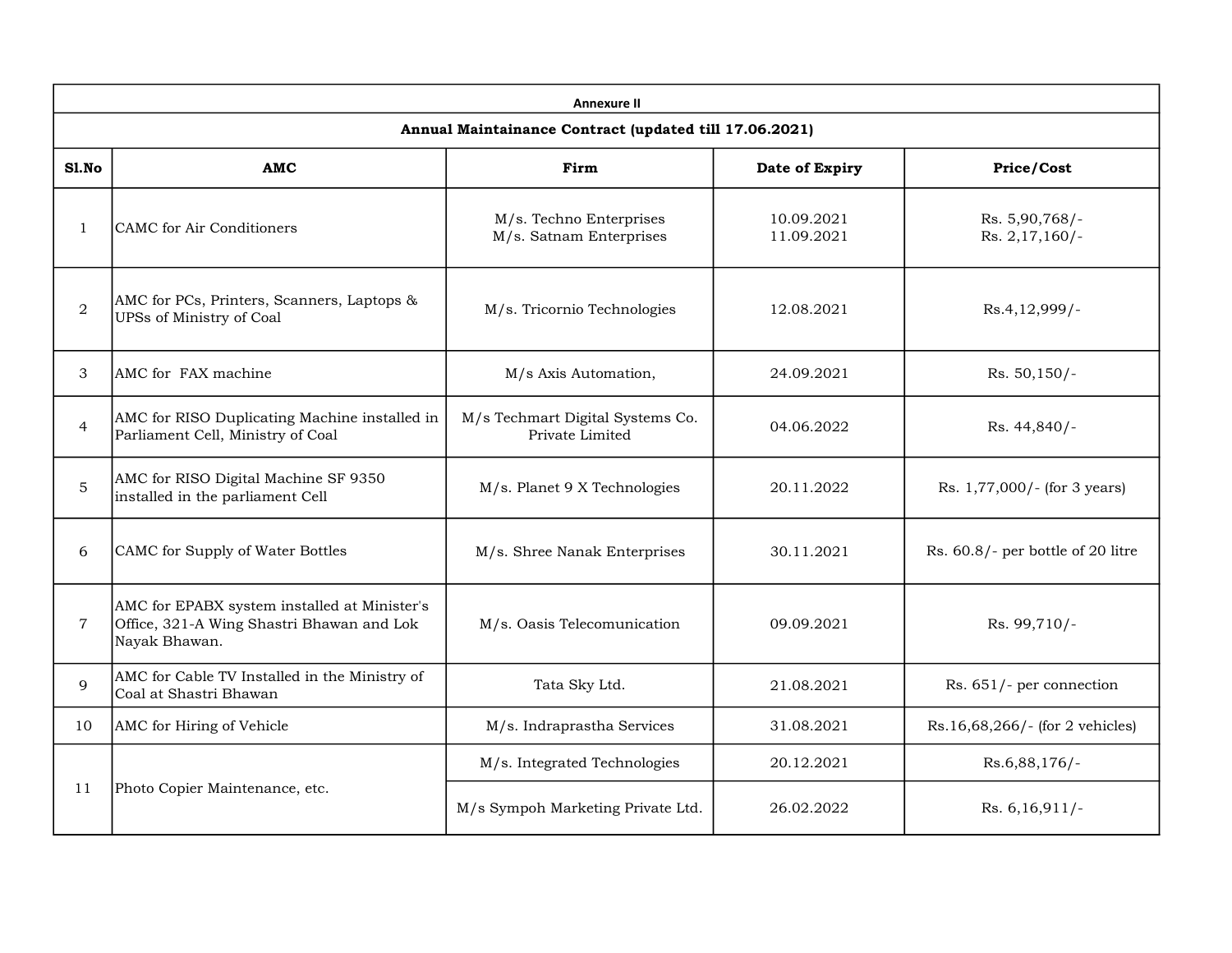**Annexure II**

**Annual Maintainance Contract (updated till 17.06.2021)**

| Sl.No | AMC | Firm | Date of Expiry | Price/Cost |
|---|---|---|---|---|
| 1 | CAMC for Air Conditioners | M/s. Techno Enterprises<br>M/s. Satnam Enterprises | 10.09.2021<br>11.09.2021 | Rs. 5,90,768/-<br>Rs. 2,17,160/- |
| 2 | AMC for PCs, Printers, Scanners, Laptops & UPSs of Ministry of Coal | M/s. Tricornio Technologies | 12.08.2021 | Rs.4,12,999/- |
| 3 | AMC for FAX machine | M/s Axis Automation, | 24.09.2021 | Rs. 50,150/- |
| 4 | AMC for RISO Duplicating Machine installed in Parliament Cell, Ministry of Coal | M/s Techmart Digital Systems Co. Private Limited | 04.06.2022 | Rs. 44,840/- |
| 5 | AMC for RISO Digital Machine SF 9350 installed in the parliament Cell | M/s. Planet 9 X Technologies | 20.11.2022 | Rs. 1,77,000/- (for 3 years) |
| 6 | CAMC for Supply of Water Bottles | M/s. Shree Nanak Enterprises | 30.11.2021 | Rs. 60.8/- per bottle of 20 litre |
| 7 | AMC for EPABX system installed at Minister's Office, 321-A Wing Shastri Bhawan and Lok Nayak Bhawan. | M/s. Oasis Telecomunication | 09.09.2021 | Rs. 99,710/- |
| 9 | AMC for Cable TV Installed in the Ministry of Coal at Shastri Bhawan | Tata Sky Ltd. | 21.08.2021 | Rs. 651/- per connection |
| 10 | AMC for Hiring of Vehicle | M/s. Indraprastha Services | 31.08.2021 | Rs.16,68,266/- (for 2 vehicles) |
| 11 | Photo Copier Maintenance, etc. | M/s. Integrated Technologies | 20.12.2021 | Rs.6,88,176/- |
| | | M/s Sympoh Marketing Private Ltd. | 26.02.2022 | Rs. 6,16,911/- |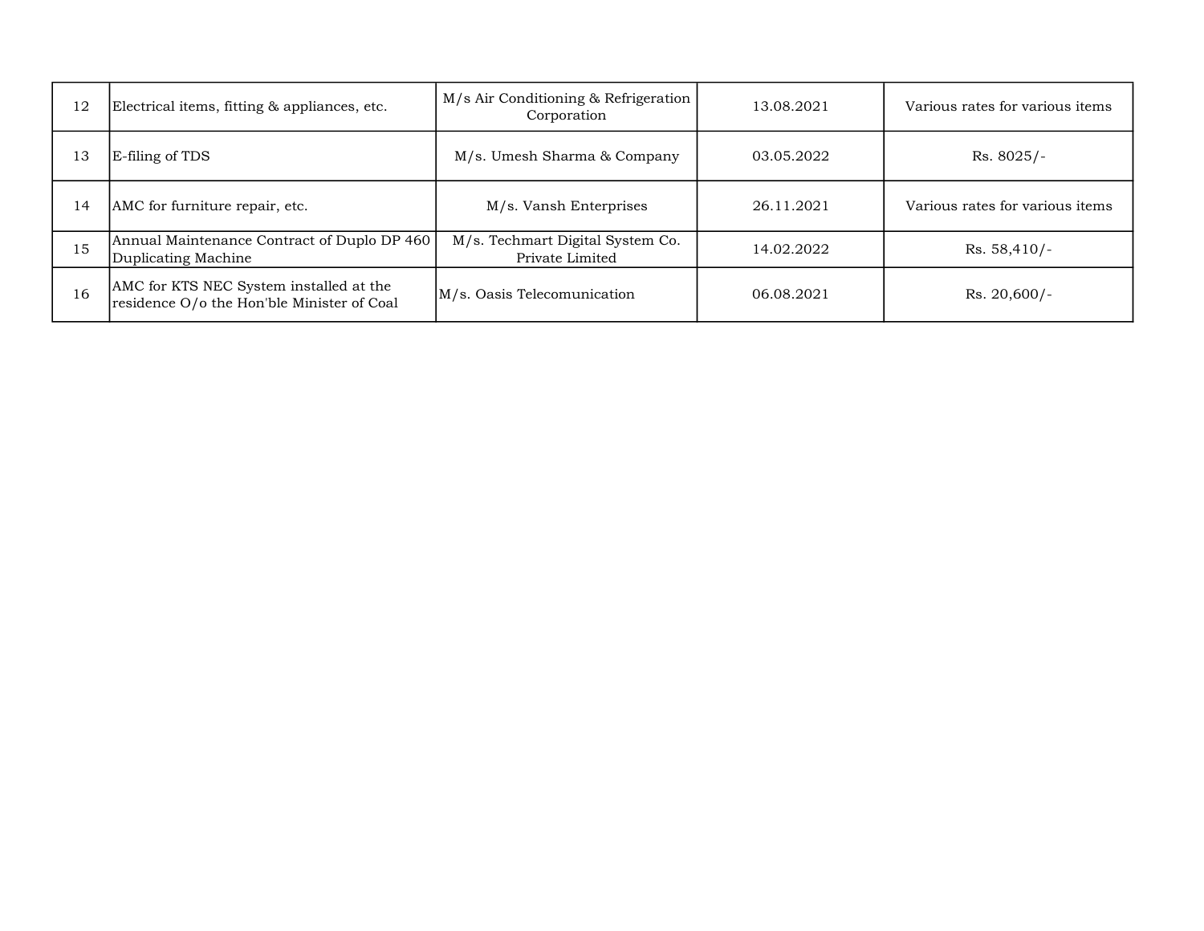| | | | | |
|---|---|---|---|---|
| 12 | Electrical items, fitting & appliances, etc. | M/s Air Conditioning & Refrigeration Corporation | 13.08.2021 | Various rates for various items |
| 13 | E-filing of TDS | M/s. Umesh Sharma & Company | 03.05.2022 | Rs. 8025/- |
| 14 | AMC for furniture repair, etc. | M/s. Vansh Enterprises | 26.11.2021 | Various rates for various items |
| 15 | Annual Maintenance Contract of Duplo DP 460 Duplicating Machine | M/s. Techmart Digital System Co. Private Limited | 14.02.2022 | Rs. 58,410/- |
| 16 | AMC for KTS NEC System installed at the residence O/o the Hon'ble Minister of Coal | M/s. Oasis Telecomunication | 06.08.2021 | Rs. 20,600/- |